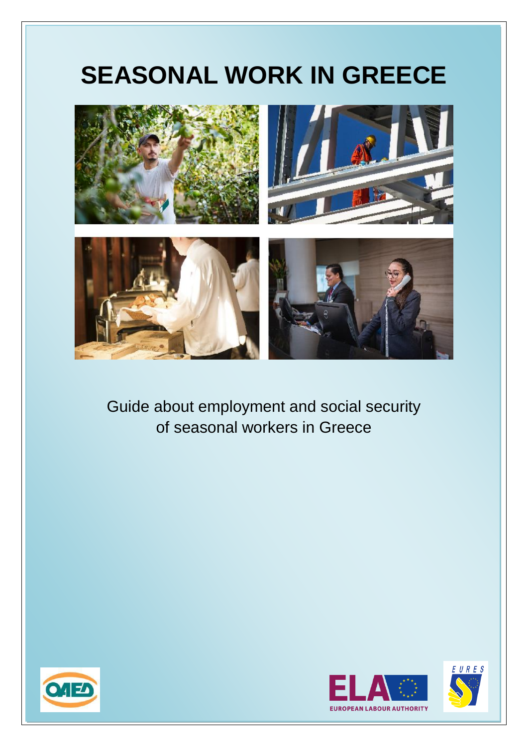# SEASONAL WORK IN GREECE

Guide about employment and social security of seasonal workers in Greece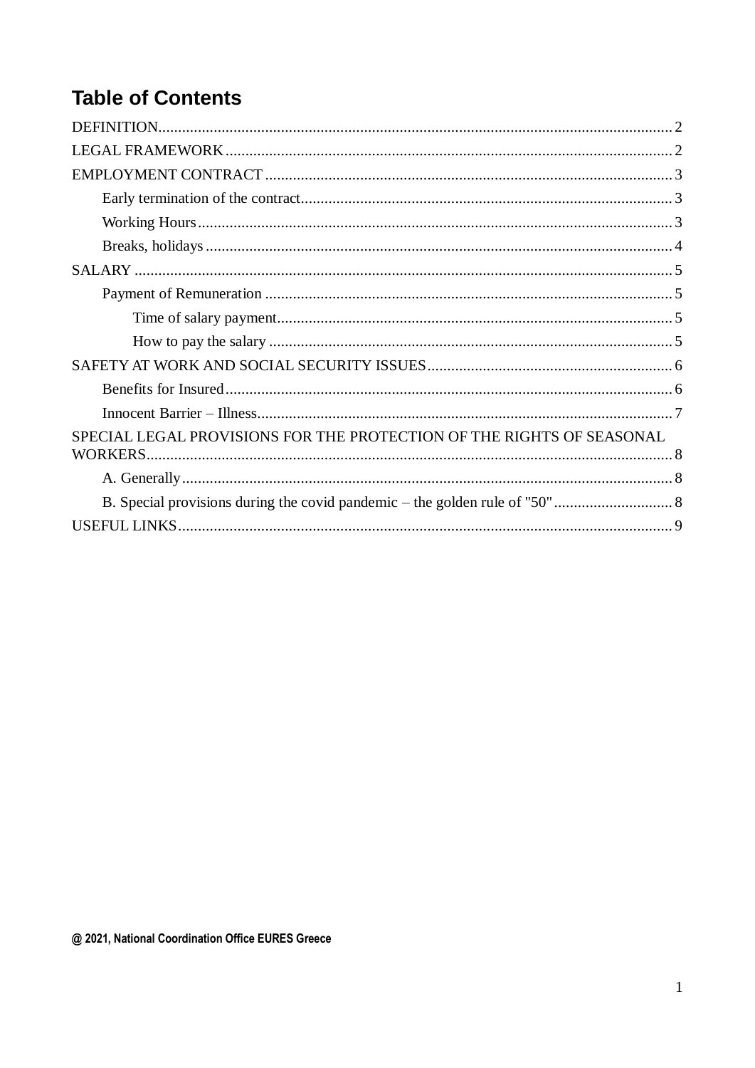# Table of Contents

DEFINITION ..... 2

LEGAL FRAMEWORK ..... 2

EMPLOYMENT CONTRACT ..... 3

- Early termination of the contract ..... 3
- Working Hours ..... 3
- Breaks, holidays ..... 4

SALARY ..... 5

- Payment of Remuneration ..... 5
  - Time of salary payment ..... 5
  - How to pay the salary ..... 5

SAFETY AT WORK AND SOCIAL SECURITY ISSUES ..... 6

- Benefits for Insured ..... 6
- Innocent Barrier – Illness ..... 7

SPECIAL LEGAL PROVISIONS FOR THE PROTECTION OF THE RIGHTS OF SEASONAL WORKERS ..... 8

- A. Generally ..... 8
- B. Special provisions during the covid pandemic – the golden rule of "50" ..... 8

USEFUL LINKS ..... 9

**@ 2021, National Coordination Office EURES Greece**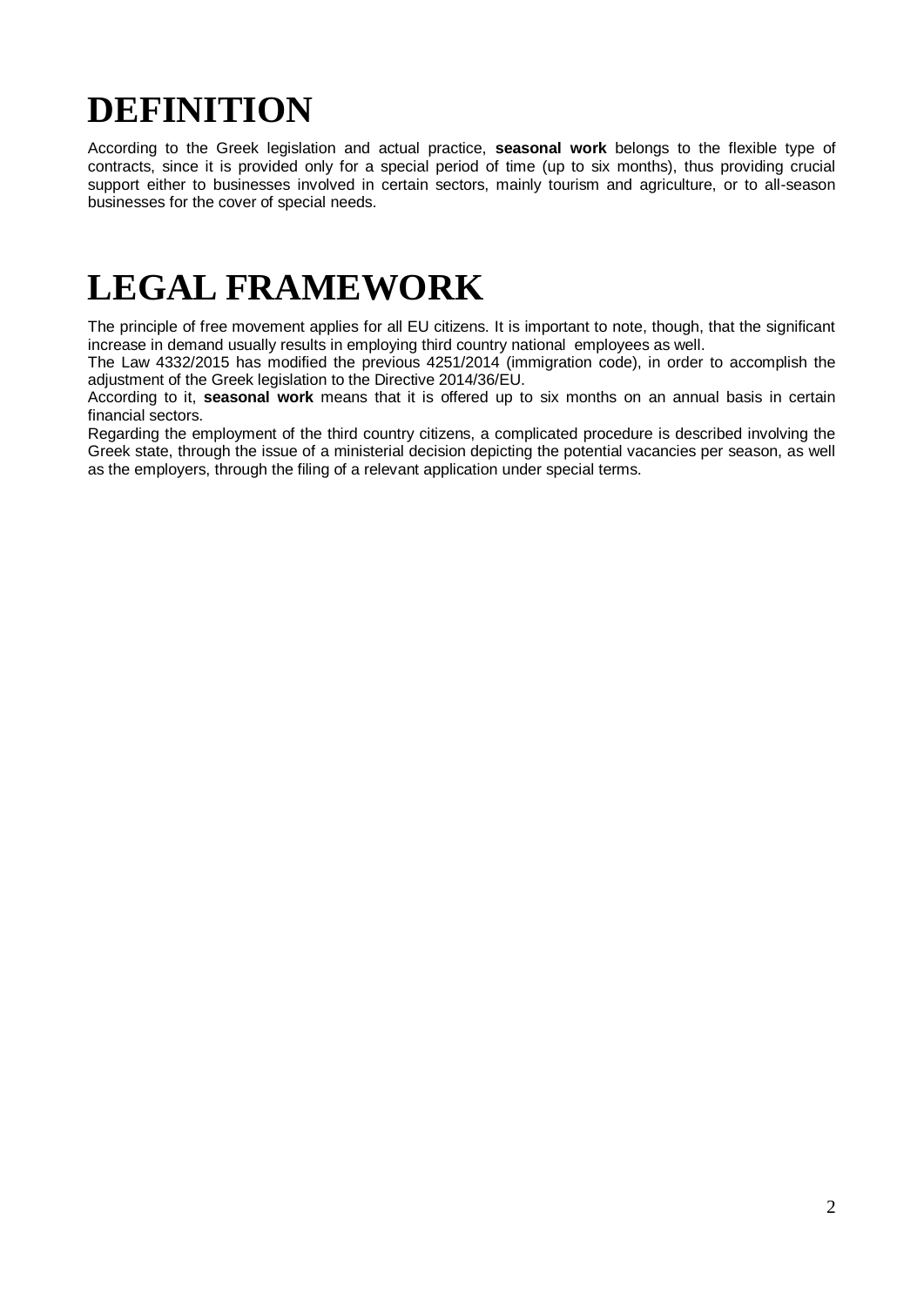# DEFINITION

According to the Greek legislation and actual practice, **seasonal work** belongs to the flexible type of contracts, since it is provided only for a special period of time (up to six months), thus providing crucial support either to businesses involved in certain sectors, mainly tourism and agriculture, or to all-season businesses for the cover of special needs.

# LEGAL FRAMEWORK

The principle of free movement applies for all EU citizens. It is important to note, though, that the significant increase in demand usually results in employing third country national employees as well.

The Law 4332/2015 has modified the previous 4251/2014 (immigration code), in order to accomplish the adjustment of the Greek legislation to the Directive 2014/36/EU.

According to it, **seasonal work** means that it is offered up to six months on an annual basis in certain financial sectors.

Regarding the employment of the third country citizens, a complicated procedure is described involving the Greek state, through the issue of a ministerial decision depicting the potential vacancies per season, as well as the employers, through the filing of a relevant application under special terms.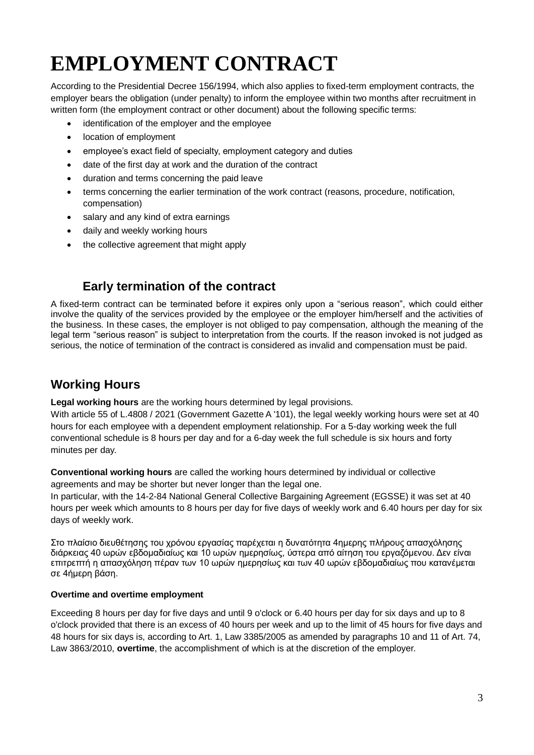# EMPLOYMENT CONTRACT

According to the Presidential Decree 156/1994, which also applies to fixed-term employment contracts, the employer bears the obligation (under penalty) to inform the employee within two months after recruitment in written form (the employment contract or other document) about the following specific terms:

- identification of the employer and the employee
- location of employment
- employee's exact field of specialty, employment category and duties
- date of the first day at work and the duration of the contract
- duration and terms concerning the paid leave
- terms concerning the earlier termination of the work contract (reasons, procedure, notification, compensation)
- salary and any kind of extra earnings
- daily and weekly working hours
- the collective agreement that might apply

### Early termination of the contract

A fixed-term contract can be terminated before it expires only upon a "serious reason", which could either involve the quality of the services provided by the employee or the employer him/herself and the activities of the business. In these cases, the employer is not obliged to pay compensation, although the meaning of the legal term "serious reason" is subject to interpretation from the courts. If the reason invoked is not judged as serious, the notice of termination of the contract is considered as invalid and compensation must be paid.

## Working Hours

**Legal working hours** are the working hours determined by legal provisions.
With article 55 of L.4808 / 2021 (Government Gazette A '101), the legal weekly working hours were set at 40 hours for each employee with a dependent employment relationship. For a 5-day working week the full conventional schedule is 8 hours per day and for a 6-day week the full schedule is six hours and forty minutes per day.

**Conventional working hours** are called the working hours determined by individual or collective agreements and may be shorter but never longer than the legal one.
In particular, with the 14-2-84 National General Collective Bargaining Agreement (EGSSE) it was set at 40 hours per week which amounts to 8 hours per day for five days of weekly work and 6.40 hours per day for six days of weekly work.

Στο πλαίσιο διευθέτησης του χρόνου εργασίας παρέχεται η δυνατότητα 4ημερης πλήρους απασχόλησης διάρκειας 40 ωρών εβδομαδιαίως και 10 ωρών ημερησίως, ύστερα από αίτηση του εργαζόμενου. Δεν είναι επιτρεπτή η απασχόληση πέραν των 10 ωρών ημερησίως και των 40 ωρών εβδομαδιαίως που κατανέμεται σε 4ήμερη βάση.

**Overtime and overtime employment**

Exceeding 8 hours per day for five days and until 9 o'clock or 6.40 hours per day for six days and up to 8 o'clock provided that there is an excess of 40 hours per week and up to the limit of 45 hours for five days and 48 hours for six days is, according to Art. 1, Law 3385/2005 as amended by paragraphs 10 and 11 of Art. 74, Law 3863/2010, **overtime**, the accomplishment of which is at the discretion of the employer.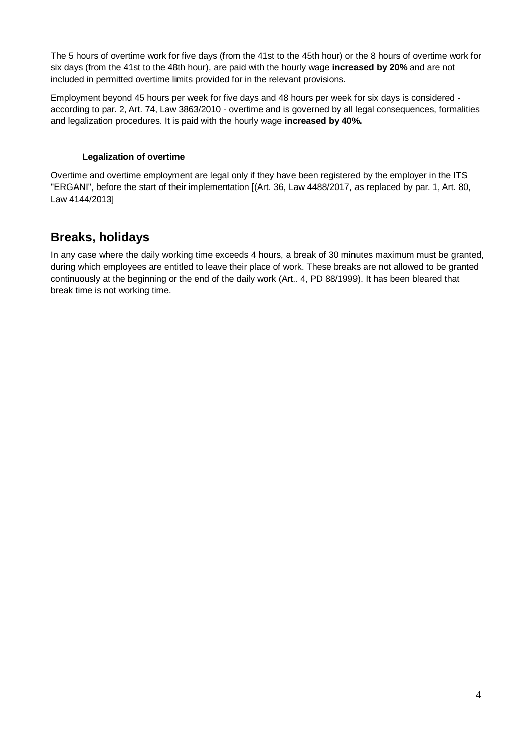The 5 hours of overtime work for five days (from the 41st to the 45th hour) or the 8 hours of overtime work for six days (from the 41st to the 48th hour), are paid with the hourly wage **increased by 20%** and are not included in permitted overtime limits provided for in the relevant provisions.

Employment beyond 45 hours per week for five days and 48 hours per week for six days is considered - according to par. 2, Art. 74, Law 3863/2010 - overtime and is governed by all legal consequences, formalities and legalization procedures. It is paid with the hourly wage **increased by 40%.**

### Legalization of overtime

Overtime and overtime employment are legal only if they have been registered by the employer in the ITS "ERGANI", before the start of their implementation [(Art. 36, Law 4488/2017, as replaced by par. 1, Art. 80, Law 4144/2013]

## Breaks, holidays

In any case where the daily working time exceeds 4 hours, a break of 30 minutes maximum must be granted, during which employees are entitled to leave their place of work. These breaks are not allowed to be granted continuously at the beginning or the end of the daily work (Art.. 4, PD 88/1999). It has been bleared that break time is not working time.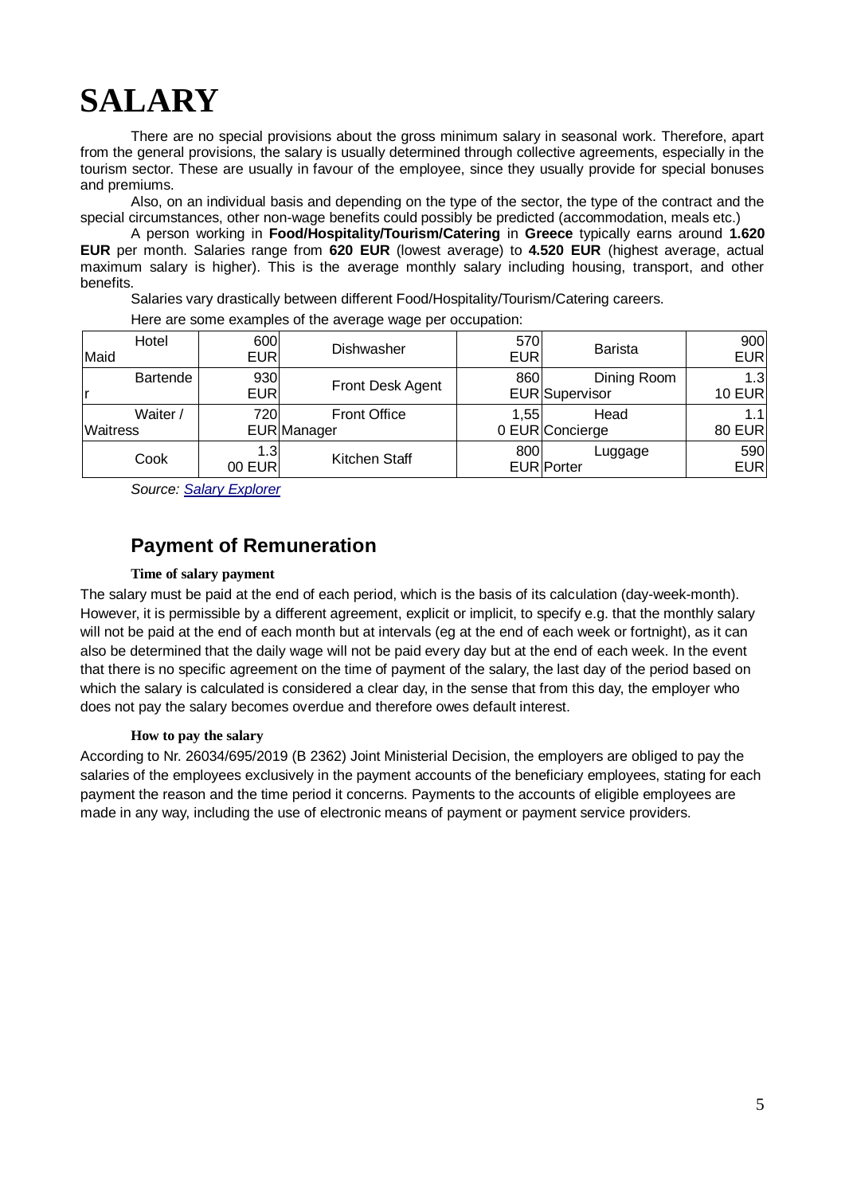# SALARY

There are no special provisions about the gross minimum salary in seasonal work. Therefore, apart from the general provisions, the salary is usually determined through collective agreements, especially in the tourism sector. These are usually in favour of the employee, since they usually provide for special bonuses and premiums.

Also, on an individual basis and depending on the type of the sector, the type of the contract and the special circumstances, other non-wage benefits could possibly be predicted (accommodation, meals etc.)

A person working in **Food/Hospitality/Tourism/Catering** in **Greece** typically earns around **1.620 EUR** per month. Salaries range from **620 EUR** (lowest average) to **4.520 EUR** (highest average, actual maximum salary is higher). This is the average monthly salary including housing, transport, and other benefits.

Salaries vary drastically between different Food/Hospitality/Tourism/Catering careers.

Here are some examples of the average wage per occupation:

| Hotel Maid | 600 EUR | Dishwasher | 570 EUR | Barista | 900 EUR |
|---|---|---|---|---|---|
| Bartender | 930 EUR | Front Desk Agent | 860 EUR | Dining Room Supervisor | 1.310 EUR |
| Waiter / Waitress | 720 EUR | Front Office Manager | 1,550 EUR | Head Concierge | 1.180 EUR |
| Cook | 1.300 EUR | Kitchen Staff | 800 EUR | Luggage Porter | 590 EUR |

*Source: Salary Explorer*

## Payment of Remuneration

### Time of salary payment

The salary must be paid at the end of each period, which is the basis of its calculation (day-week-month). However, it is permissible by a different agreement, explicit or implicit, to specify e.g. that the monthly salary will not be paid at the end of each month but at intervals (eg at the end of each week or fortnight), as it can also be determined that the daily wage will not be paid every day but at the end of each week. In the event that there is no specific agreement on the time of payment of the salary, the last day of the period based on which the salary is calculated is considered a clear day, in the sense that from this day, the employer who does not pay the salary becomes overdue and therefore owes default interest.

### How to pay the salary

According to Nr. 26034/695/2019 (B 2362) Joint Ministerial Decision, the employers are obliged to pay the salaries of the employees exclusively in the payment accounts of the beneficiary employees, stating for each payment the reason and the time period it concerns. Payments to the accounts of eligible employees are made in any way, including the use of electronic means of payment or payment service providers.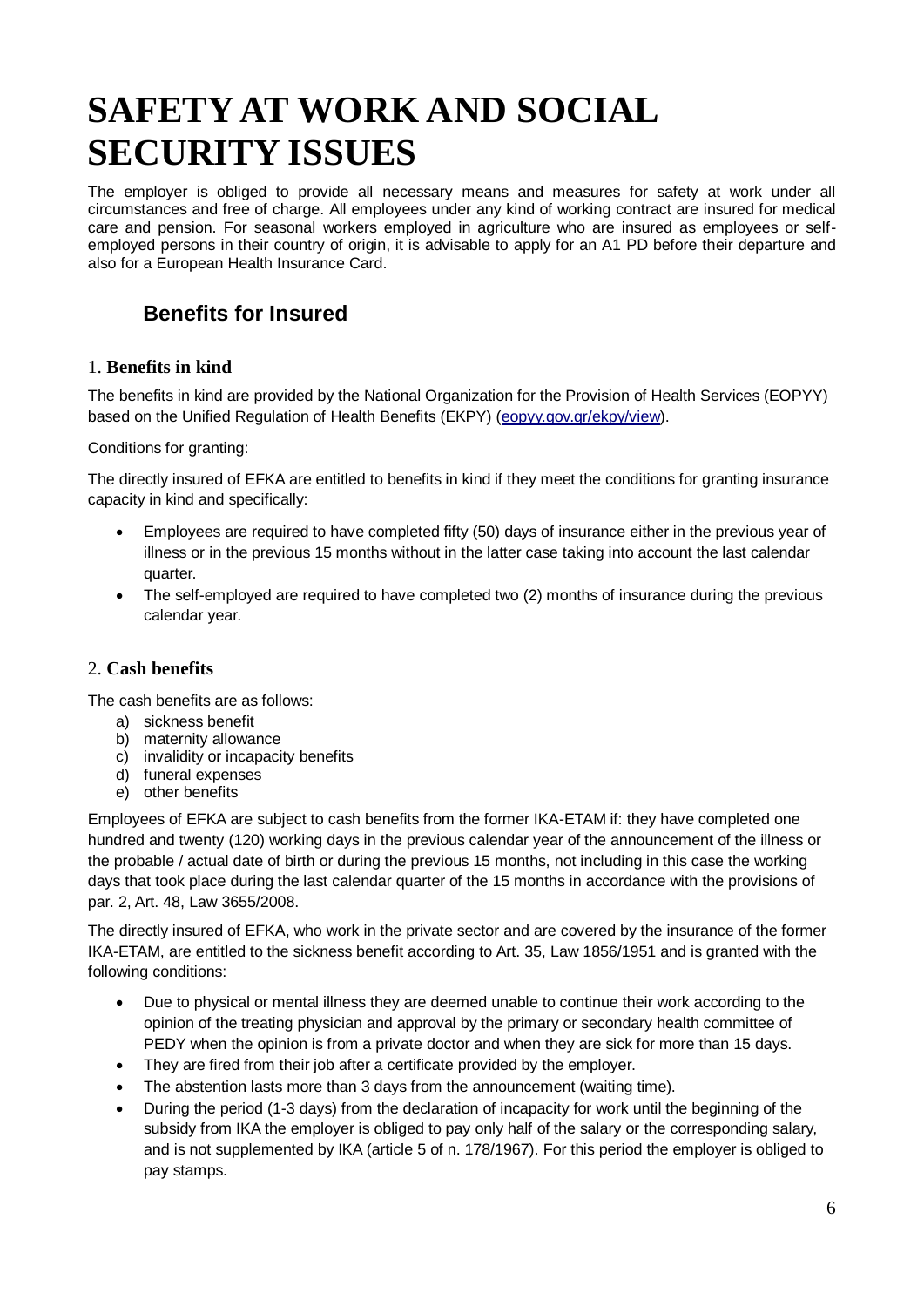# SAFETY AT WORK AND SOCIAL SECURITY ISSUES

The employer is obliged to provide all necessary means and measures for safety at work under all circumstances and free of charge. All employees under any kind of working contract are insured for medical care and pension. For seasonal workers employed in agriculture who are insured as employees or self-employed persons in their country of origin, it is advisable to apply for an A1 PD before their departure and also for a European Health Insurance Card.

## Benefits for Insured

### 1. Benefits in kind

The benefits in kind are provided by the National Organization for the Provision of Health Services (EOPYY) based on the Unified Regulation of Health Benefits (EKPY) (eopyy.gov.gr/ekpy/view).

Conditions for granting:

The directly insured of EFKA are entitled to benefits in kind if they meet the conditions for granting insurance capacity in kind and specifically:

- Employees are required to have completed fifty (50) days of insurance either in the previous year of illness or in the previous 15 months without in the latter case taking into account the last calendar quarter.
- The self-employed are required to have completed two (2) months of insurance during the previous calendar year.

### 2. Cash benefits

The cash benefits are as follows:

a) sickness benefit
b) maternity allowance
c) invalidity or incapacity benefits
d) funeral expenses
e) other benefits

Employees of EFKA are subject to cash benefits from the former IKA-ETAM if: they have completed one hundred and twenty (120) working days in the previous calendar year of the announcement of the illness or the probable / actual date of birth or during the previous 15 months, not including in this case the working days that took place during the last calendar quarter of the 15 months in accordance with the provisions of par. 2, Art. 48, Law 3655/2008.

The directly insured of EFKA, who work in the private sector and are covered by the insurance of the former IKA-ETAM, are entitled to the sickness benefit according to Art. 35, Law 1856/1951 and is granted with the following conditions:

- Due to physical or mental illness they are deemed unable to continue their work according to the opinion of the treating physician and approval by the primary or secondary health committee of PEDY when the opinion is from a private doctor and when they are sick for more than 15 days.
- They are fired from their job after a certificate provided by the employer.
- The abstention lasts more than 3 days from the announcement (waiting time).
- During the period (1-3 days) from the declaration of incapacity for work until the beginning of the subsidy from IKA the employer is obliged to pay only half of the salary or the corresponding salary, and is not supplemented by IKA (article 5 of n. 178/1967). For this period the employer is obliged to pay stamps.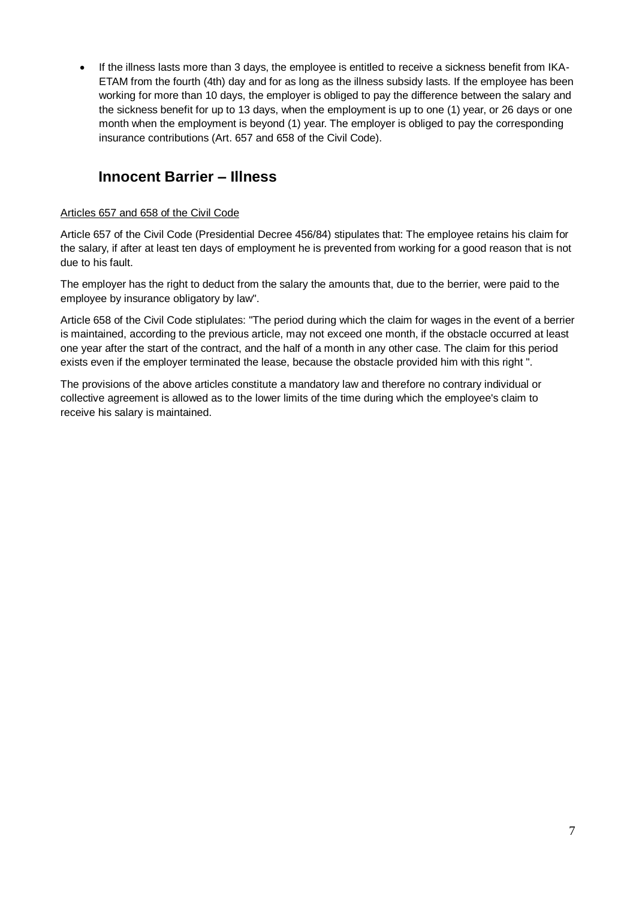- If the illness lasts more than 3 days, the employee is entitled to receive a sickness benefit from IKA-ETAM from the fourth (4th) day and for as long as the illness subsidy lasts. If the employee has been working for more than 10 days, the employer is obliged to pay the difference between the salary and the sickness benefit for up to 13 days, when the employment is up to one (1) year, or 26 days or one month when the employment is beyond (1) year. The employer is obliged to pay the corresponding insurance contributions (Art. 657 and 658 of the Civil Code).

## Innocent Barrier – Illness

Articles 657 and 658 of the Civil Code

Article 657 of the Civil Code (Presidential Decree 456/84) stipulates that: The employee retains his claim for the salary, if after at least ten days of employment he is prevented from working for a good reason that is not due to his fault.

The employer has the right to deduct from the salary the amounts that, due to the berrier, were paid to the employee by insurance obligatory by law".

Article 658 of the Civil Code stiplulates: "The period during which the claim for wages in the event of a berrier is maintained, according to the previous article, may not exceed one month, if the obstacle occurred at least one year after the start of the contract, and the half of a month in any other case. The claim for this period exists even if the employer terminated the lease, because the obstacle provided him with this right ".

The provisions of the above articles constitute a mandatory law and therefore no contrary individual or collective agreement is allowed as to the lower limits of the time during which the employee's claim to receive his salary is maintained.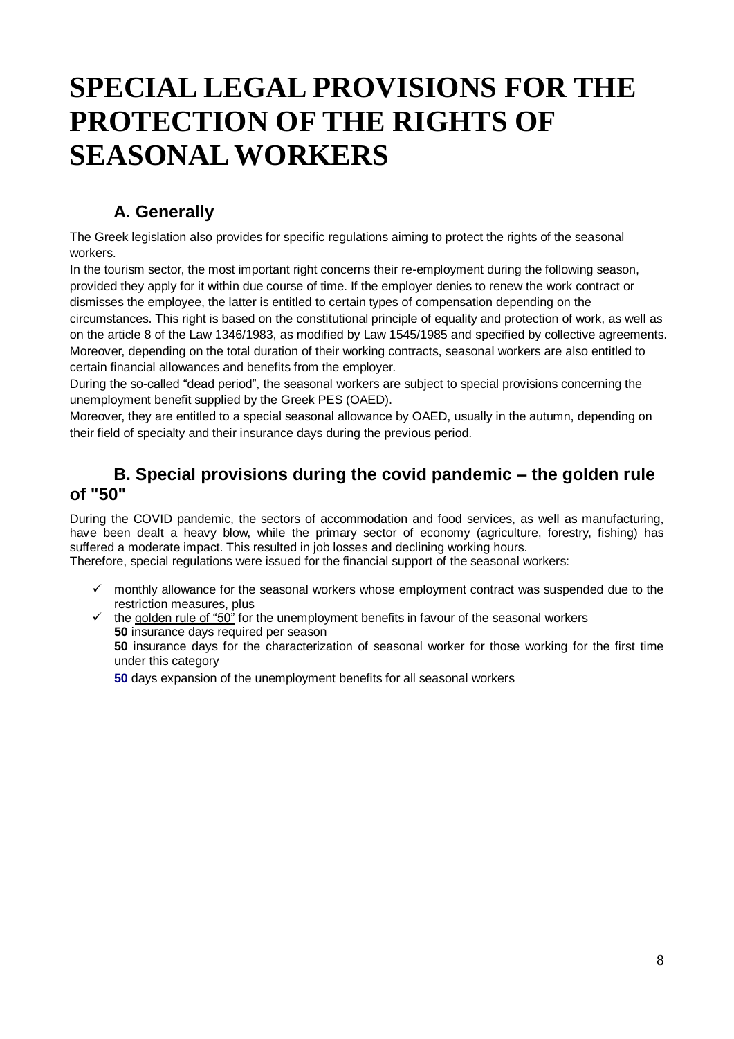# SPECIAL LEGAL PROVISIONS FOR THE PROTECTION OF THE RIGHTS OF SEASONAL WORKERS

## A. Generally

The Greek legislation also provides for specific regulations aiming to protect the rights of the seasonal workers.

In the tourism sector, the most important right concerns their re-employment during the following season, provided they apply for it within due course of time. If the employer denies to renew the work contract or dismisses the employee, the latter is entitled to certain types of compensation depending on the circumstances. This right is based on the constitutional principle of equality and protection of work, as well as on the article 8 of the Law 1346/1983, as modified by Law 1545/1985 and specified by collective agreements. Moreover, depending on the total duration of their working contracts, seasonal workers are also entitled to certain financial allowances and benefits from the employer.

During the so-called "dead period", the seasonal workers are subject to special provisions concerning the unemployment benefit supplied by the Greek PES (OAED).

Moreover, they are entitled to a special seasonal allowance by OAED, usually in the autumn, depending on their field of specialty and their insurance days during the previous period.

## B. Special provisions during the covid pandemic – the golden rule of "50"

During the COVID pandemic, the sectors of accommodation and food services, as well as manufacturing, have been dealt a heavy blow, while the primary sector of economy (agriculture, forestry, fishing) has suffered a moderate impact. This resulted in job losses and declining working hours.

Therefore, special regulations were issued for the financial support of the seasonal workers:

- ✓ monthly allowance for the seasonal workers whose employment contract was suspended due to the restriction measures, plus
- ✓ the golden rule of "50" for the unemployment benefits in favour of the seasonal workers
  **50** insurance days required per season
  **50** insurance days for the characterization of seasonal worker for those working for the first time under this category
  **50** days expansion of the unemployment benefits for all seasonal workers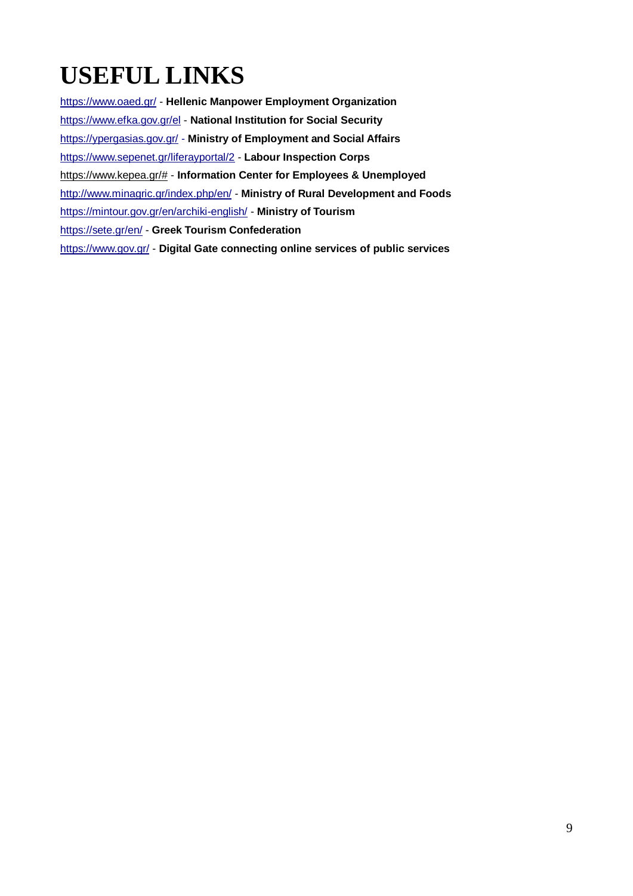# USEFUL LINKS

https://www.oaed.gr/ - **Hellenic Manpower Employment Organization**

https://www.efka.gov.gr/el - **National Institution for Social Security**

https://ypergasias.gov.gr/ - **Ministry of Employment and Social Affairs**

https://www.sepenet.gr/liferayportal/2 - **Labour Inspection Corps**

https://www.kepea.gr/# - **Information Center for Employees & Unemployed**

http://www.minagric.gr/index.php/en/ - **Ministry of Rural Development and Foods**

https://mintour.gov.gr/en/archiki-english/ - **Ministry of Tourism**

https://sete.gr/en/ - **Greek Tourism Confederation**

https://www.gov.gr/ - **Digital Gate connecting online services of public services**